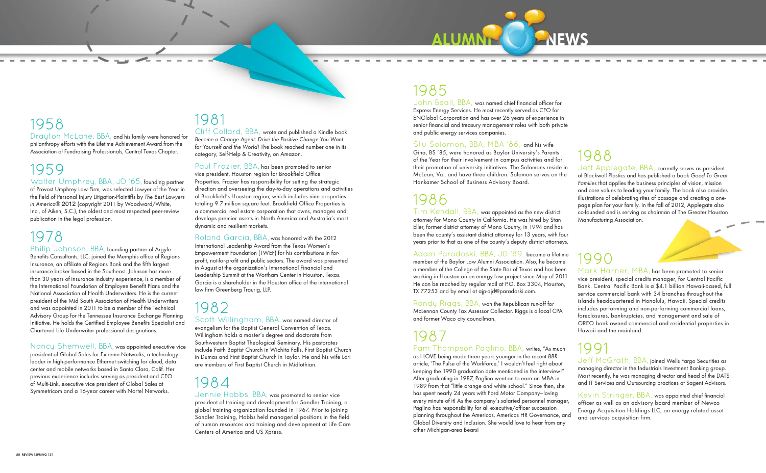# ALUMNI NEWS

## 1958

Drayton McLane, BBA, and his family were honored for philanthropy efforts with the Lifetime Achievement Award from the Association of Fundraising Professionals, Central Texas Chapter.

## 1959

Walter Umphrey, BBA, JD '65, founding partner of Provost Umphrey Law Firm, was selected Lawyer of the Year in the field of Personal Injury Litigation-Plaintiffs by *The Best Lawyers in America®* 2012 (copyright 2011 by Woodward/White, Inc., of Aiken, S.C.), the oldest and most respected peer-review publication in the legal profession.

## 1978

Philip Johnson, BBA, founding partner of Argyle Benefits Consultants, LLC, joined the Memphis office of Regions Insurance, an affiliate of Regions Bank and the fifth largest insurance broker based in the Southeast. Johnson has more than 30 years of insurance industry experience, is a member of the International Foundation of Employee Benefit Plans and the National Association of Health Underwriters. He is the current president of the Mid South Association of Health Underwriters and was appointed in 2011 to be a member of the Technical Advisory Group for the Tennessee Insurance Exchange Planning Initiative. He holds the Certified Employee Benefits Specialist and Chartered Life Underwriter professional designations.

Nancy Shemwell, BBA, was appointed executive vice president of Global Sales for Extreme Networks, a technology leader in high-performance Ethernet switching for cloud, data center and mobile networks based in Santa Clara, Calif. Her previous experience includes serving as president and CEO of Multi-Link, executive vice president of Global Sales at Symmetricom and a 16-year career with Nortel Networks.

## 1981

Cliff Collard, BBA, wrote and published a Kindle book *Become a Change Agent: Drive the Positive Change You Want for Yourself and the World!* The book reached number one in its category, Self-Help & Creativity, on Amazon.

Paul Frazier, BBA, has been promoted to senior vice president, Houston region for Brookfield Office Properties. Frazier has responsibility for setting the strategic direction and overseeing the day-to-day operations and activities of Brookfield's Houston region, which includes nine properties totaling 9.7 million square feet. Brookfield Office Properties is a commercial real estate corporation that owns, manages and develops premier assets in North America and Australia's most dynamic and resilient markets.

Roland Garcia, BBA, was honored with the 2012 International Leadership Award from the Texas Women's Empowerment Foundation (TWEF) for his contributions in for-profit, not-for-profit and public sectors. The award was presented in August at the organization's International Financial and Leadership Summit at the Wortham Center in Houston, Texas. Garcia is a shareholder in the Houston office of the international law firm Greenberg Traurig, LLP.

## 1982

Scott Willingham, BBA, was named director of evangelism for the Baptist General Convention of Texas. Willingham holds a master's degree and doctorate from Southwestern Baptist Theological Seminary. His pastorates include Faith Baptist Church in Wichita Falls, First Baptist Church in Dumas and First Baptist Church in Taylor. He and his wife Lori are members of First Baptist Church in Midlothian.

## 1984

Jennie Hobbs, BBA, was promoted to senior vice president of training and development for Sandler Training, a global training organization founded in 1967. Prior to joining Sandler Training, Hobbs held managerial positions in the field of human resources and training and development at Life Care Centers of America and US Xpress.

## 1985

John Beall, BBA, was named chief financial officer for Express Energy Services. He most recently served as CFO for ENGlobal Corporation and has over 26 years of experience in senior financial and treasury management roles with both private and public energy services companies.

Stu Solomon, BBA, MBA '86, and his wife Gina, BS '85, were honored as Baylor University's Parents of the Year for their involvement in campus activities and for their promotion of university initiatives. The Solomons reside in McLean, Va., and have three children. Solomon serves on the Hankamer School of Business Advisory Board.

## 1986

Tim Kendall, BBA, was appointed as the new district attorney for Mono County in California. He was hired by Stan Eller, former district attorney of Mono County, in 1994 and has been the county's assistant district attorney for 13 years, with four years prior to that as one of the county's deputy district attorneys.

Adam Paradoski, BBA, JD '89, became a lifetime member of the Baylor Law Alumni Association. Also, he became a member of the College of the State Bar of Texas and has been working in Houston on an energy law project since May of 2011. He can be reached by regular mail at P.O. Box 3304, Houston, TX 77253 and by email at ajp-ajd@paradoski.com.

Randy Riggs, BBA, won the Republican run-off for McLennan County Tax Assessor Collector. Riggs is a local CPA and former Waco city councilman.

## 1987

Pam Thompson Paglino, BBA, writes, "As much as I LOVE being made three years younger in the recent *BBR* article, 'The Pulse of the Workforce,' I wouldn't feel right about keeping the 1990 graduation date mentioned in the interview!" After graduating in 1987, Paglino went on to earn an MBA in 1989 from that "little orange and white school." Since then, she has spent nearly 24 years with Ford Motor Company—loving every minute of it! As the company's salaried personnel manager, Paglino has responsibility for all executive/officer succession planning throughout the Americas, Americas HR Governance, and Global Diversity and Inclusion. She would love to hear from any other Michigan-area Bears!

## 1988

Jeff Applegate, BBA, currently serves as president of Blackwell Plastics and has published a book *Good To Great Families* that applies the business principles of vision, mission and core values to leading your family. The book also provides illustrations of celebrating rites of passage and creating a one-page plan for your family. In the fall of 2012, Applegate also co-founded and is serving as chairman of The Greater Houston Manufacturing Association.

## 1990

Mark Harner, MBA, has been promoted to senior vice president, special credits manager, for Central Pacific Bank. Central Pacific Bank is a $4.1 billion Hawaii-based, full service commercial bank with 34 branches throughout the islands headquartered in Honolulu, Hawaii. Special credits includes performing and non-performing commercial loans, foreclosures, bankruptcies, and management and sale of OREO bank owned commercial and residential properties in Hawaii and the mainland.

## 1991

Jeff McGrath, BBA, joined Wells Fargo Securities as managing director in the Industrials Investment Banking group. Most recently, he was managing director and head of the DATS and IT Services and Outsourcing practices at Sagent Advisors.

Kevin Stringer, BBA, was appointed chief financial officer as well as an advisory board member of Newco Energy Acquisition Holdings LLC, an energy-related asset and services acquisition firm.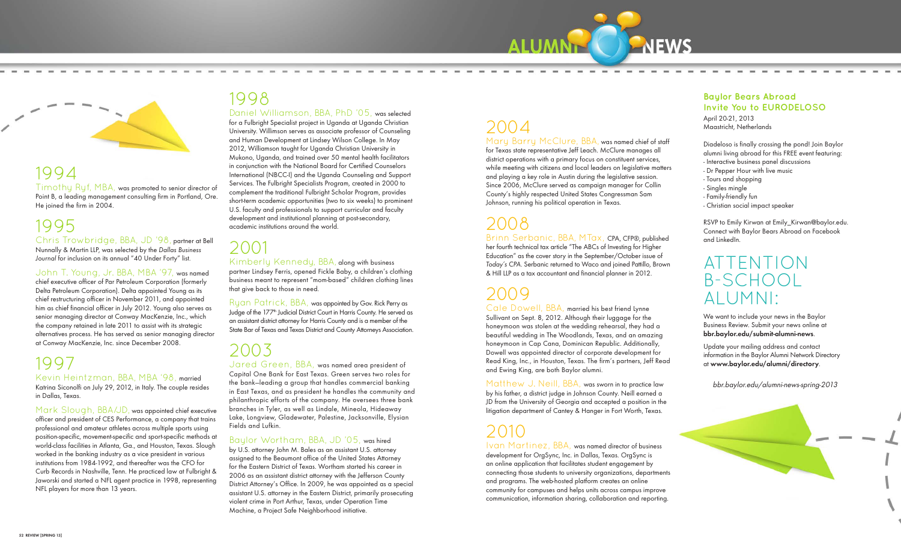# ALUMNI NEWS

## 1994

Timothy Ruf, MBA, was promoted to senior director of Point B, a leading management consulting firm in Portland, Ore. He joined the firm in 2004.

## 1995

Chris Trowbridge, BBA, JD '98, partner at Bell Nunnally & Martin LLP, was selected by the *Dallas Business Journal* for inclusion on its annual "40 Under Forty" list.

John T. Young, Jr. BBA, MBA '97, was named chief executive officer of Par Petroleum Corporation (formerly Delta Petroleum Corporation). Delta appointed Young as its chief restructuring officer in November 2011, and appointed him as chief financial officer in July 2012. Young also serves as senior managing director at Conway MacKenzie, Inc., which the company retained in late 2011 to assist with its strategic alternatives process. He has served as senior managing director at Conway MacKenzie, Inc. since December 2008.

## 1997

Kevin Heintzman, BBA, MBA '98, married Katrina Siconolfi on July 29, 2012, in Italy. The couple resides in Dallas, Texas.

Mark Slough, BBA/JD, was appointed chief executive officer and president of CES Performance, a company that trains professional and amateur athletes across multiple sports using position-specific, movement-specific and sport-specific methods at world-class facilities in Atlanta, Ga., and Houston, Texas. Slough worked in the banking industry as a vice president in various institutions from 1984-1992, and thereafter was the CFO for Curb Records in Nashville, Tenn. He practiced law at Fulbright & Jaworski and started a NFL agent practice in 1998, representing NFL players for more than 13 years.

## 1998

Daniel Williamson, BBA, PhD '05, was selected for a Fulbright Specialist project in Uganda at Uganda Christian University. Willimson serves as associate professor of Counseling and Human Development at Lindsey Wilson College. In May 2012, Williamson taught for Uganda Christian University in Mukono, Uganda, and trained over 50 mental health facilitators in conjunction with the National Board for Certified Counselors International (NBCC-I) and the Uganda Counseling and Support Services. The Fulbright Specialists Program, created in 2000 to complement the traditional Fulbright Scholar Program, provides short-term academic opportunities (two to six weeks) to prominent U.S. faculty and professionals to support curricular and faculty development and institutional planning at post-secondary, academic institutions around the world.

## 2001

Kimberly Kennedy, BBA, along with business partner Lindsey Ferris, opened Fickle Baby, a children's clothing business meant to represent "mom-based" children clothing lines that give back to those in need.

Ryan Patrick, BBA, was appointed by Gov. Rick Perry as Judge of the 177th Judicial District Court in Harris County. He served as an assistant district attorney for Harris County and is a member of the State Bar of Texas and Texas District and County Attorneys Association.

## 2003

Jared Green, BBA, was named area president of Capital One Bank for East Texas. Green serves two roles for the bank—leading a group that handles commercial banking in East Texas, and as president he handles the community and philanthropic efforts of the company. He oversees three bank branches in Tyler, as well as Lindale, Mineola, Hideaway Lake, Longview, Gladewater, Palestine, Jacksonville, Elysian Fields and Lufkin.

Baylor Wortham, BBA, JD '05, was hired by U.S. attorney John M. Bales as an assistant U.S. attorney assigned to the Beaumont office of the United States Attorney for the Eastern District of Texas. Wortham started his career in 2006 as an assistant district attorney with the Jefferson County District Attorney's Office. In 2009, he was appointed as a special assistant U.S. attorney in the Eastern District, primarily prosecuting violent crime in Port Arthur, Texas, under Operation Time Machine, a Project Safe Neighborhood initiative.

## 2004

Mary Barry McClure, BBA, was named chief of staff for Texas state representative Jeff Leach. McClure manages all district operations with a primary focus on constituent services, while meeting with citizens and local leaders on legislative matters and playing a key role in Austin during the legislative session. Since 2006, McClure served as campaign manager for Collin County's highly respected United States Congressman Sam Johnson, running his political operation in Texas.

## 2008

Brinn Serbanic, BBA, MTax, CPA, CFP®, published her fourth technical tax article "The ABCs of Investing for Higher Education" as the cover story in the September/October issue of *Today's CPA*. Serbanic returned to Waco and joined Pattillo, Brown & Hill LLP as a tax accountant and financial planner in 2012.

## 2009

Cale Dowell, BBA, married his best friend Lynne Sullivant on Sept. 8, 2012. Although their luggage for the honeymoon was stolen at the wedding rehearsal, they had a beautiful wedding in The Woodlands, Texas, and an amazing honeymoon in Cap Cana, Dominican Republic. Additionally, Dowell was appointed director of corporate development for Read King, Inc., in Houston, Texas. The firm's partners, Jeff Read and Ewing King, are both Baylor alumni.

Matthew J. Neill, BBA, was sworn in to practice law by his father, a district judge in Johnson County. Neill earned a JD from the University of Georgia and accepted a position in the litigation department of Cantey & Hanger in Fort Worth, Texas.

## 2010

Ivan Martinez, BBA, was named director of business development for OrgSync, Inc. in Dallas, Texas. OrgSync is an online application that facilitates student engagement by connecting those students to university organizations, departments and programs. The web-hosted platform creates an online community for campuses and helps units across campus improve communication, information sharing, collaboration and reporting.

### Baylor Bears Abroad Invite You to EURODELOSO

April 20-21, 2013
Maastricht, Netherlands

Diadeloso is finally crossing the pond! Join Baylor alumni living abroad for this FREE event featuring:

- Interactive business panel discussions
- Dr Pepper Hour with live music
- Tours and shopping
- Singles mingle
- Family-friendly fun
- Christian social impact speaker

RSVP to Emily Kirwan at Emily_Kirwan@baylor.edu. Connect with Baylor Bears Abroad on Facebook and LinkedIn.

## ATTENTION B-SCHOOL ALUMNI:

We want to include your news in the Baylor Business Review. Submit your news online at **bbr.baylor.edu/submit-alumni-news**.

Update your mailing address and contact information in the Baylor Alumni Network Directory at **www.baylor.edu/alumni/directory**.

*bbr.baylor.edu/alumni-news-spring-2013*